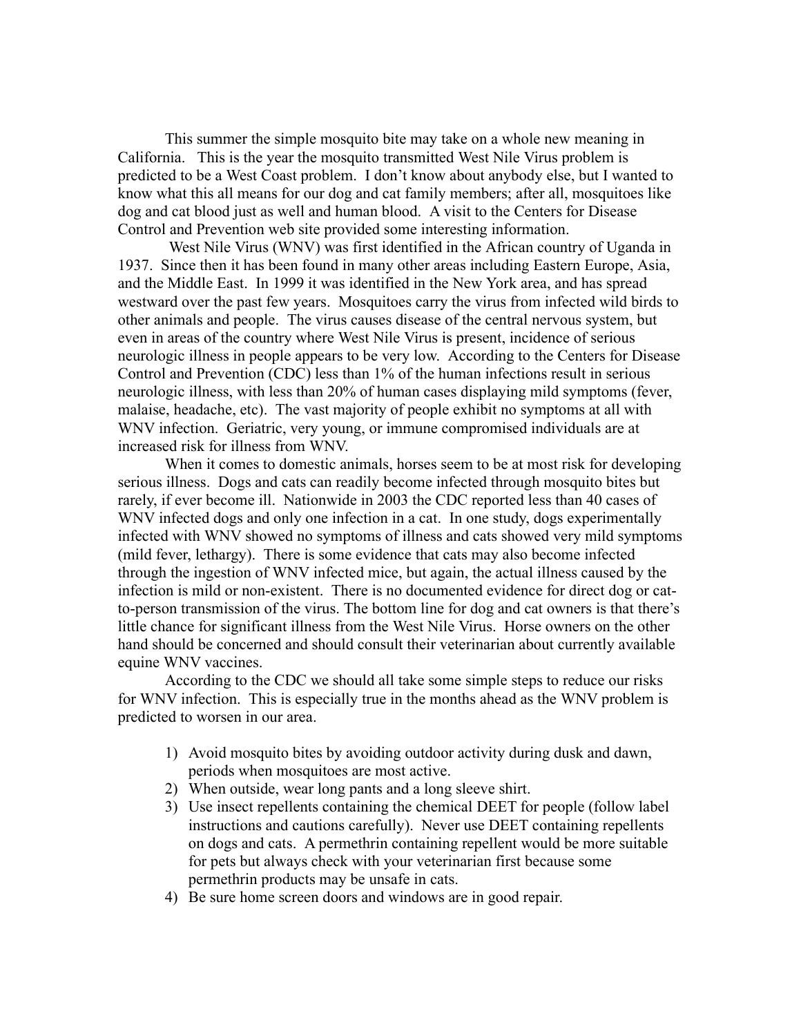This summer the simple mosquito bite may take on a whole new meaning in California. This is the year the mosquito transmitted West Nile Virus problem is predicted to be a West Coast problem. I don't know about anybody else, but I wanted to know what this all means for our dog and cat family members; after all, mosquitoes like dog and cat blood just as well and human blood. A visit to the Centers for Disease Control and Prevention web site provided some interesting information.

West Nile Virus (WNV) was first identified in the African country of Uganda in 1937. Since then it has been found in many other areas including Eastern Europe, Asia, and the Middle East. In 1999 it was identified in the New York area, and has spread westward over the past few years. Mosquitoes carry the virus from infected wild birds to other animals and people. The virus causes disease of the central nervous system, but even in areas of the country where West Nile Virus is present, incidence of serious neurologic illness in people appears to be very low. According to the Centers for Disease Control and Prevention (CDC) less than 1% of the human infections result in serious neurologic illness, with less than 20% of human cases displaying mild symptoms (fever, malaise, headache, etc). The vast majority of people exhibit no symptoms at all with WNV infection. Geriatric, very young, or immune compromised individuals are at increased risk for illness from WNV.

When it comes to domestic animals, horses seem to be at most risk for developing serious illness. Dogs and cats can readily become infected through mosquito bites but rarely, if ever become ill. Nationwide in 2003 the CDC reported less than 40 cases of WNV infected dogs and only one infection in a cat. In one study, dogs experimentally infected with WNV showed no symptoms of illness and cats showed very mild symptoms (mild fever, lethargy). There is some evidence that cats may also become infected through the ingestion of WNV infected mice, but again, the actual illness caused by the infection is mild or non-existent. There is no documented evidence for direct dog or cat-to-person transmission of the virus. The bottom line for dog and cat owners is that there's little chance for significant illness from the West Nile Virus. Horse owners on the other hand should be concerned and should consult their veterinarian about currently available equine WNV vaccines.

According to the CDC we should all take some simple steps to reduce our risks for WNV infection. This is especially true in the months ahead as the WNV problem is predicted to worsen in our area.

1) Avoid mosquito bites by avoiding outdoor activity during dusk and dawn, periods when mosquitoes are most active.
2) When outside, wear long pants and a long sleeve shirt.
3) Use insect repellents containing the chemical DEET for people (follow label instructions and cautions carefully). Never use DEET containing repellents on dogs and cats. A permethrin containing repellent would be more suitable for pets but always check with your veterinarian first because some permethrin products may be unsafe in cats.
4) Be sure home screen doors and windows are in good repair.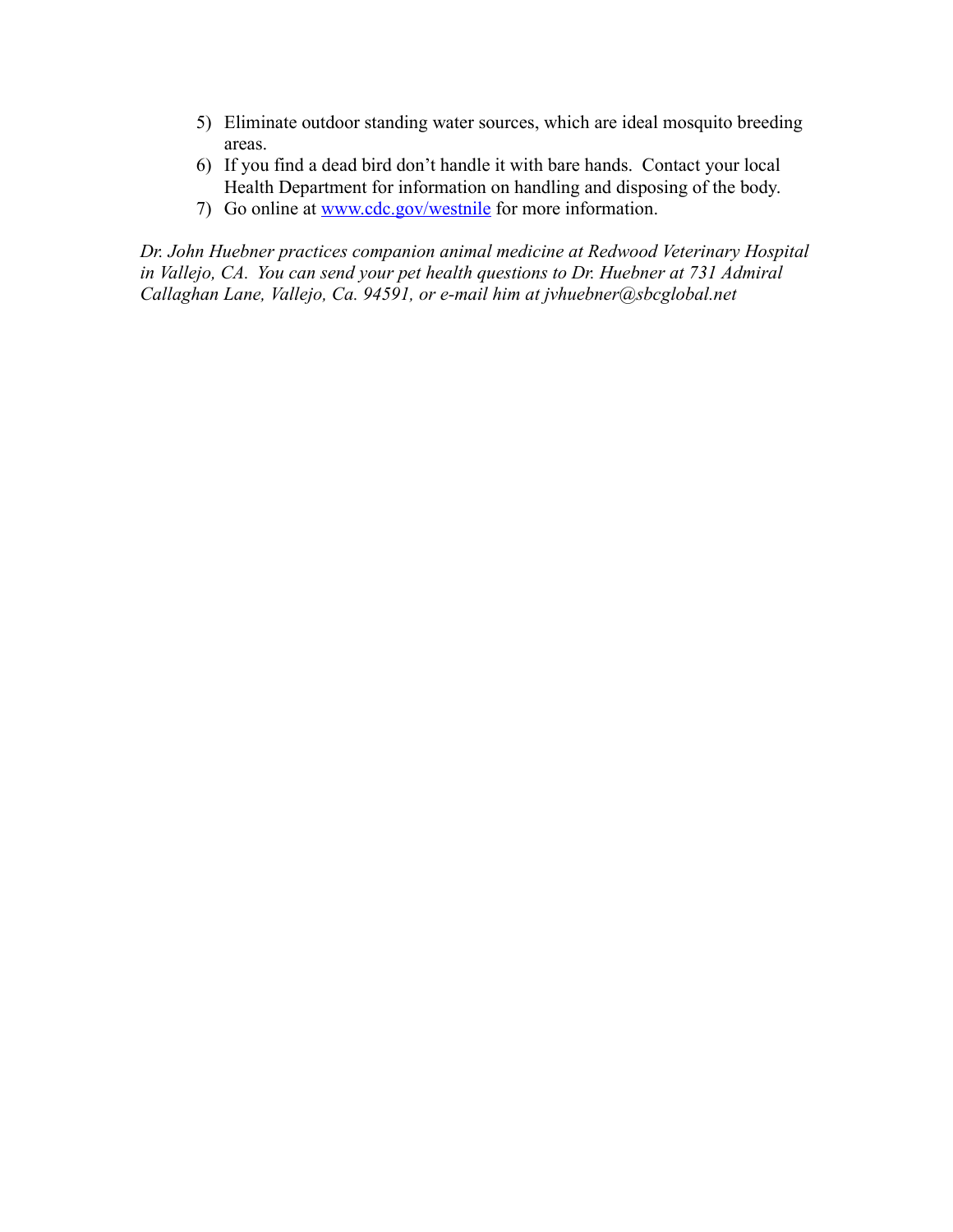5) Eliminate outdoor standing water sources, which are ideal mosquito breeding areas.
6) If you find a dead bird don't handle it with bare hands. Contact your local Health Department for information on handling and disposing of the body.
7) Go online at [www.cdc.gov/westnile](http://www.cdc.gov/westnile) for more information.

*Dr. John Huebner practices companion animal medicine at Redwood Veterinary Hospital in Vallejo, CA. You can send your pet health questions to Dr. Huebner at 731 Admiral Callaghan Lane, Vallejo, Ca. 94591, or e-mail him at jvhuebner@sbcglobal.net*